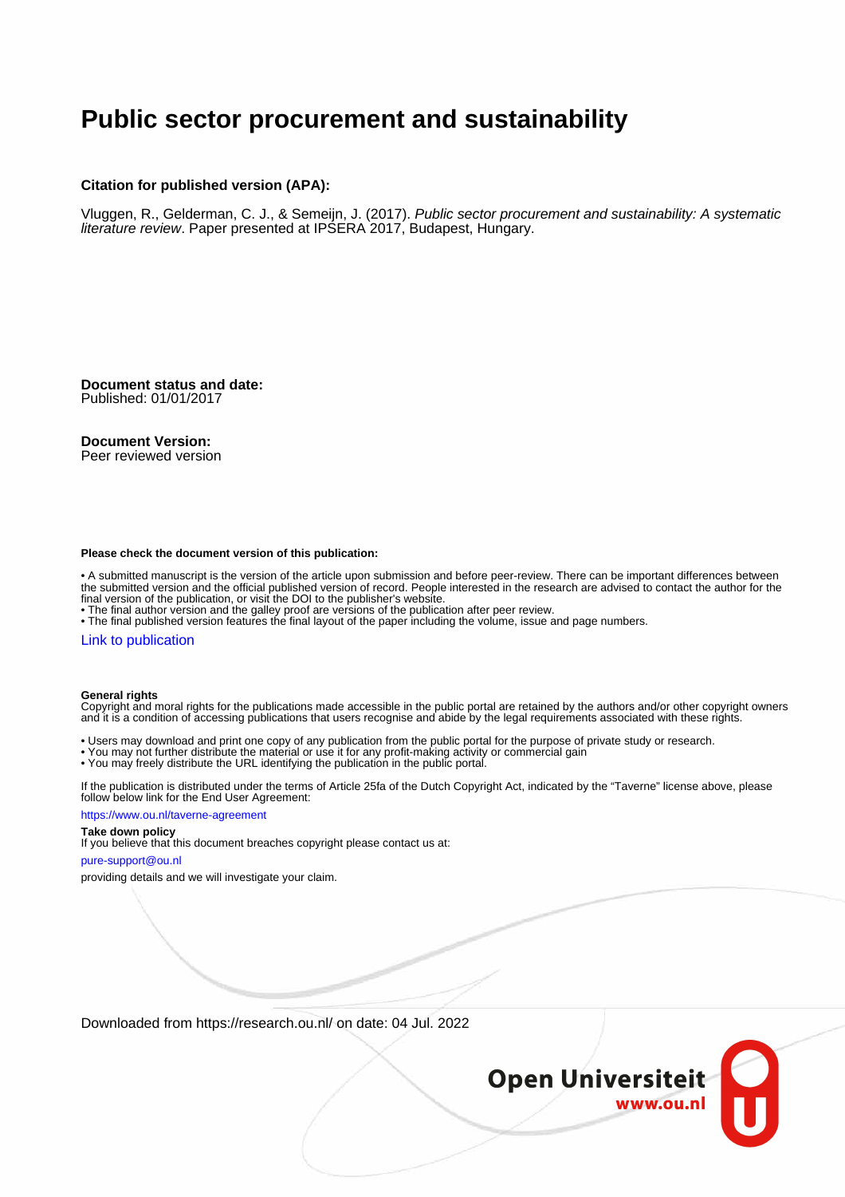# Public sector procurement and sustainability

**Citation for published version (APA):**

Vluggen, R., Gelderman, C. J., & Semeijn, J. (2017). *Public sector procurement and sustainability: A systematic literature review*. Paper presented at IPSERA 2017, Budapest, Hungary.

**Document status and date:**
Published: 01/01/2017

**Document Version:**
Peer reviewed version

**Please check the document version of this publication:**

- A submitted manuscript is the version of the article upon submission and before peer-review. There can be important differences between the submitted version and the official published version of record. People interested in the research are advised to contact the author for the final version of the publication, or visit the DOI to the publisher's website.
- The final author version and the galley proof are versions of the publication after peer review.
- The final published version features the final layout of the paper including the volume, issue and page numbers.

Link to publication

**General rights**
Copyright and moral rights for the publications made accessible in the public portal are retained by the authors and/or other copyright owners and it is a condition of accessing publications that users recognise and abide by the legal requirements associated with these rights.

- Users may download and print one copy of any publication from the public portal for the purpose of private study or research.
- You may not further distribute the material or use it for any profit-making activity or commercial gain
- You may freely distribute the URL identifying the publication in the public portal.

If the publication is distributed under the terms of Article 25fa of the Dutch Copyright Act, indicated by the "Taverne" license above, please follow below link for the End User Agreement:

https://www.ou.nl/taverne-agreement

**Take down policy**
If you believe that this document breaches copyright please contact us at:

pure-support@ou.nl

providing details and we will investigate your claim.

Downloaded from https://research.ou.nl/ on date: 04 Jul. 2022

Open Universiteit
www.ou.nl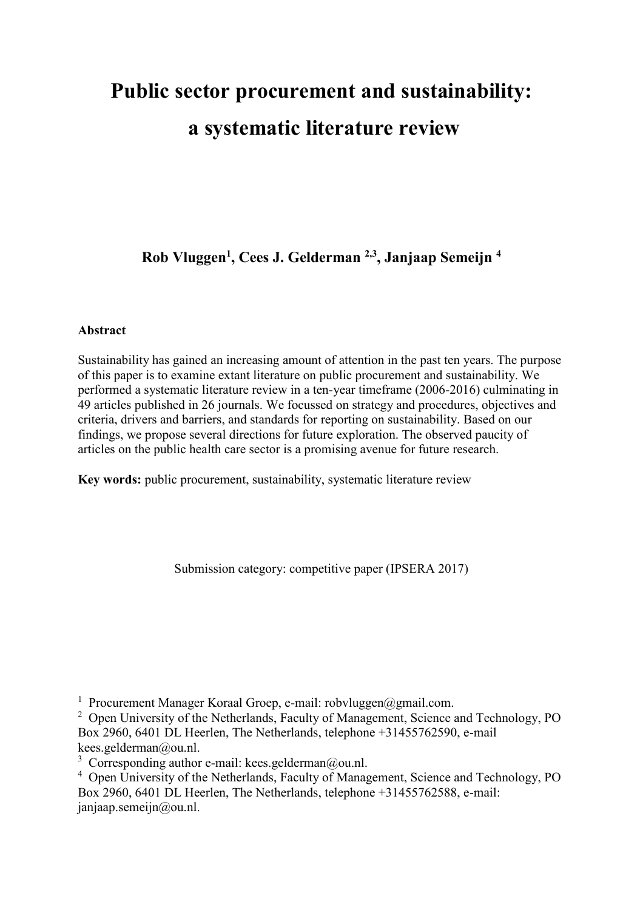# Public sector procurement and sustainability: a systematic literature review

**Rob Vluggen[1], Cees J. Gelderman [2,3], Janjaap Semeijn [4]**

**Abstract**

Sustainability has gained an increasing amount of attention in the past ten years. The purpose of this paper is to examine extant literature on public procurement and sustainability. We performed a systematic literature review in a ten-year timeframe (2006-2016) culminating in 49 articles published in 26 journals. We focussed on strategy and procedures, objectives and criteria, drivers and barriers, and standards for reporting on sustainability. Based on our findings, we propose several directions for future exploration. The observed paucity of articles on the public health care sector is a promising avenue for future research.

**Key words:** public procurement, sustainability, systematic literature review

Submission category: competitive paper (IPSERA 2017)

[1] Procurement Manager Koraal Groep, e-mail: robvluggen@gmail.com.

[2] Open University of the Netherlands, Faculty of Management, Science and Technology, PO Box 2960, 6401 DL Heerlen, The Netherlands, telephone +31455762590, e-mail kees.gelderman@ou.nl.

[3] Corresponding author e-mail: kees.gelderman@ou.nl.

[4] Open University of the Netherlands, Faculty of Management, Science and Technology, PO Box 2960, 6401 DL Heerlen, The Netherlands, telephone +31455762588, e-mail: janjaap.semeijn@ou.nl.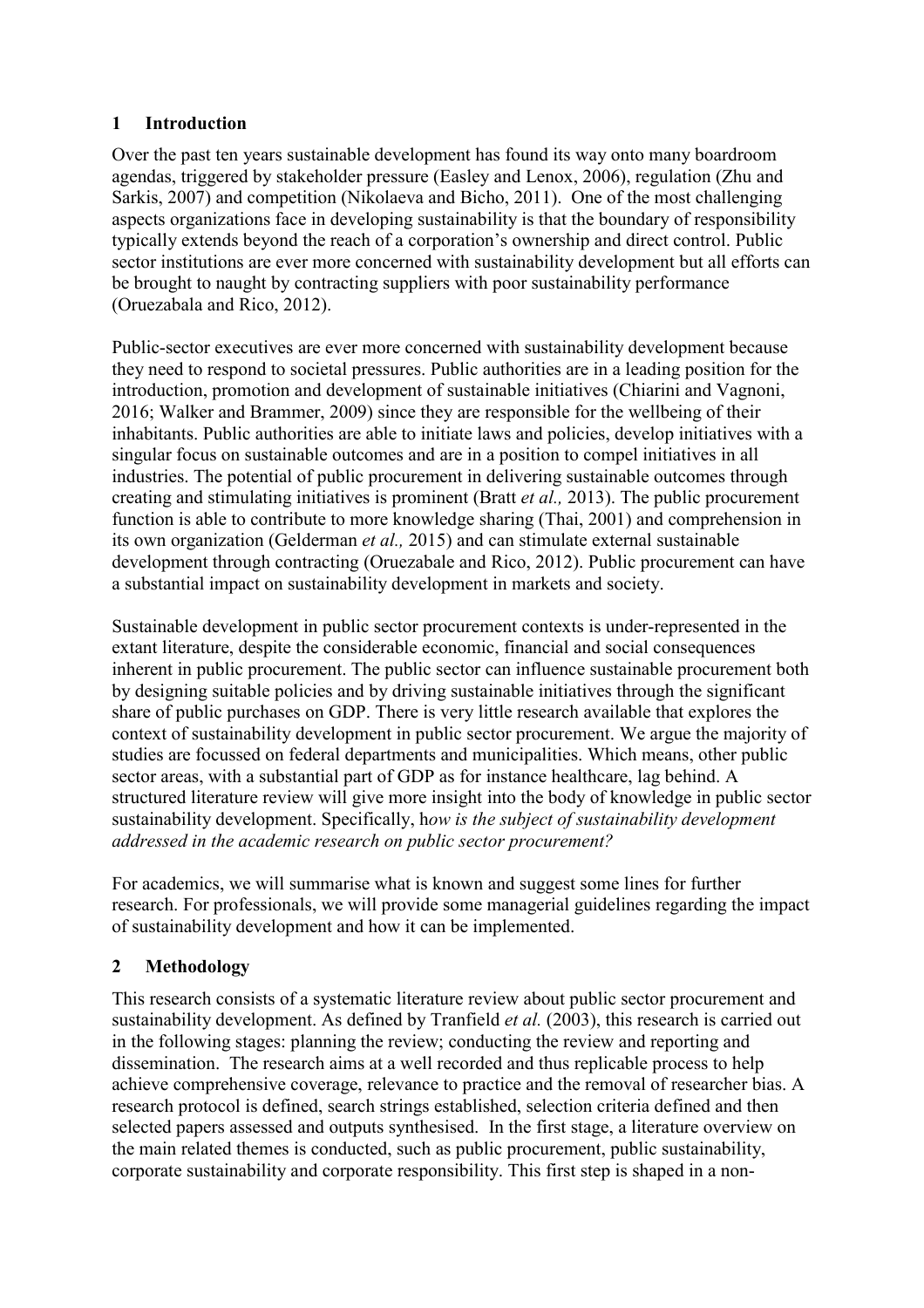## 1 Introduction

Over the past ten years sustainable development has found its way onto many boardroom agendas, triggered by stakeholder pressure (Easley and Lenox, 2006), regulation (Zhu and Sarkis, 2007) and competition (Nikolaeva and Bicho, 2011). One of the most challenging aspects organizations face in developing sustainability is that the boundary of responsibility typically extends beyond the reach of a corporation's ownership and direct control. Public sector institutions are ever more concerned with sustainability development but all efforts can be brought to naught by contracting suppliers with poor sustainability performance (Oruezabala and Rico, 2012).

Public-sector executives are ever more concerned with sustainability development because they need to respond to societal pressures. Public authorities are in a leading position for the introduction, promotion and development of sustainable initiatives (Chiarini and Vagnoni, 2016; Walker and Brammer, 2009) since they are responsible for the wellbeing of their inhabitants. Public authorities are able to initiate laws and policies, develop initiatives with a singular focus on sustainable outcomes and are in a position to compel initiatives in all industries. The potential of public procurement in delivering sustainable outcomes through creating and stimulating initiatives is prominent (Bratt *et al.,* 2013). The public procurement function is able to contribute to more knowledge sharing (Thai, 2001) and comprehension in its own organization (Gelderman *et al.,* 2015) and can stimulate external sustainable development through contracting (Oruezabale and Rico, 2012). Public procurement can have a substantial impact on sustainability development in markets and society.

Sustainable development in public sector procurement contexts is under-represented in the extant literature, despite the considerable economic, financial and social consequences inherent in public procurement. The public sector can influence sustainable procurement both by designing suitable policies and by driving sustainable initiatives through the significant share of public purchases on GDP. There is very little research available that explores the context of sustainability development in public sector procurement. We argue the majority of studies are focussed on federal departments and municipalities. Which means, other public sector areas, with a substantial part of GDP as for instance healthcare, lag behind. A structured literature review will give more insight into the body of knowledge in public sector sustainability development. Specifically, h*ow is the subject of sustainability development addressed in the academic research on public sector procurement?*

For academics, we will summarise what is known and suggest some lines for further research. For professionals, we will provide some managerial guidelines regarding the impact of sustainability development and how it can be implemented.

## 2 Methodology

This research consists of a systematic literature review about public sector procurement and sustainability development. As defined by Tranfield *et al.* (2003), this research is carried out in the following stages: planning the review; conducting the review and reporting and dissemination. The research aims at a well recorded and thus replicable process to help achieve comprehensive coverage, relevance to practice and the removal of researcher bias. A research protocol is defined, search strings established, selection criteria defined and then selected papers assessed and outputs synthesised. In the first stage, a literature overview on the main related themes is conducted, such as public procurement, public sustainability, corporate sustainability and corporate responsibility. This first step is shaped in a non-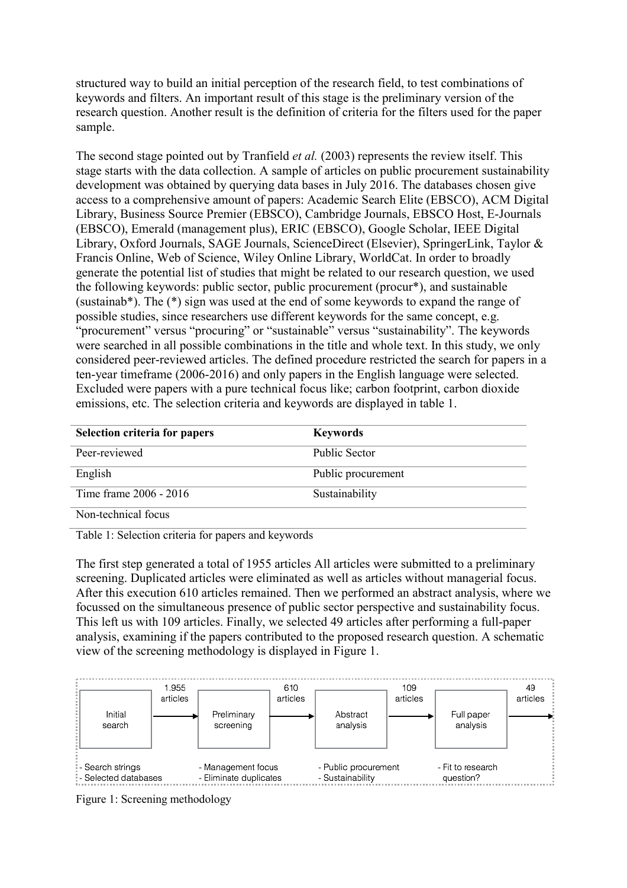structured way to build an initial perception of the research field, to test combinations of keywords and filters. An important result of this stage is the preliminary version of the research question. Another result is the definition of criteria for the filters used for the paper sample.

The second stage pointed out by Tranfield *et al.* (2003) represents the review itself. This stage starts with the data collection. A sample of articles on public procurement sustainability development was obtained by querying data bases in July 2016. The databases chosen give access to a comprehensive amount of papers: Academic Search Elite (EBSCO), ACM Digital Library, Business Source Premier (EBSCO), Cambridge Journals, EBSCO Host, E-Journals (EBSCO), Emerald (management plus), ERIC (EBSCO), Google Scholar, IEEE Digital Library, Oxford Journals, SAGE Journals, ScienceDirect (Elsevier), SpringerLink, Taylor & Francis Online, Web of Science, Wiley Online Library, WorldCat. In order to broadly generate the potential list of studies that might be related to our research question, we used the following keywords: public sector, public procurement (procur*), and sustainable (sustainab*). The (*) sign was used at the end of some keywords to expand the range of possible studies, since researchers use different keywords for the same concept, e.g. "procurement" versus "procuring" or "sustainable" versus "sustainability". The keywords were searched in all possible combinations in the title and whole text. In this study, we only considered peer-reviewed articles. The defined procedure restricted the search for papers in a ten-year timeframe (2006-2016) and only papers in the English language were selected. Excluded were papers with a pure technical focus like; carbon footprint, carbon dioxide emissions, etc. The selection criteria and keywords are displayed in table 1.

| Selection criteria for papers | Keywords |
|---|---|
| Peer-reviewed | Public Sector |
| English | Public procurement |
| Time frame 2006 - 2016 | Sustainability |
| Non-technical focus | |

Table 1: Selection criteria for papers and keywords

The first step generated a total of 1955 articles All articles were submitted to a preliminary screening. Duplicated articles were eliminated as well as articles without managerial focus. After this execution 610 articles remained. Then we performed an abstract analysis, where we focussed on the simultaneous presence of public sector perspective and sustainability focus. This left us with 109 articles. Finally, we selected 49 articles after performing a full-paper analysis, examining if the papers contributed to the proposed research question. A schematic view of the screening methodology is displayed in Figure 1.

Initial search → 1.955 articles → Preliminary screening → 610 articles → Abstract analysis → 109 articles → Full paper analysis → 49 articles

- Initial search: - Search strings; - Selected databases
- Preliminary screening: - Management focus; - Eliminate duplicates
- Abstract analysis: - Public procurement; - Sustainability
- Full paper analysis: - Fit to research question?

Figure 1: Screening methodology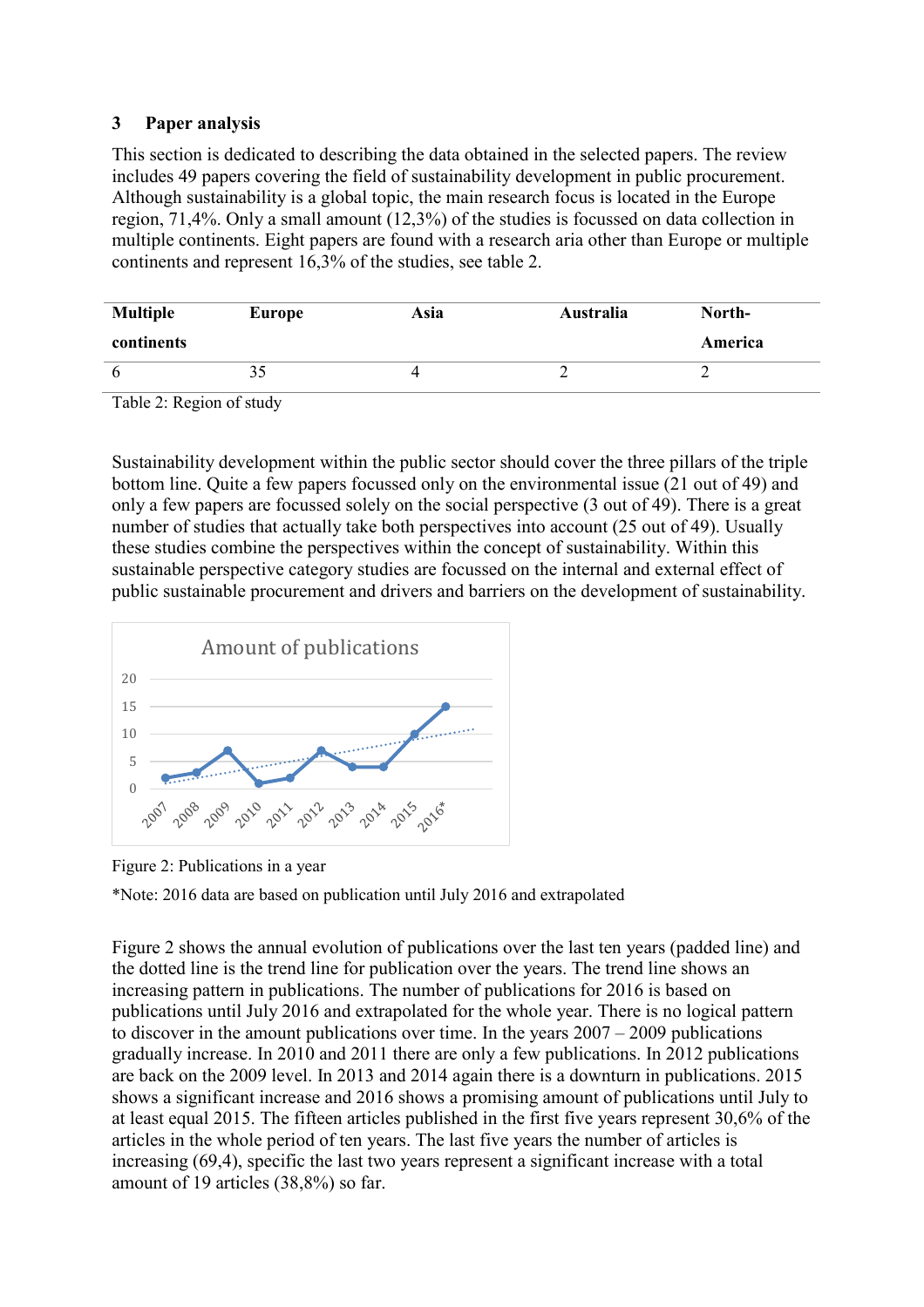## 3 Paper analysis

This section is dedicated to describing the data obtained in the selected papers. The review includes 49 papers covering the field of sustainability development in public procurement. Although sustainability is a global topic, the main research focus is located in the Europe region, 71,4%. Only a small amount (12,3%) of the studies is focussed on data collection in multiple continents. Eight papers are found with a research aria other than Europe or multiple continents and represent 16,3% of the studies, see table 2.

| Multiple continents | Europe | Asia | Australia | North-America |
|---|---|---|---|---|
| 6 | 35 | 4 | 2 | 2 |

Table 2: Region of study

Sustainability development within the public sector should cover the three pillars of the triple bottom line. Quite a few papers focussed only on the environmental issue (21 out of 49) and only a few papers are focussed solely on the social perspective (3 out of 49). There is a great number of studies that actually take both perspectives into account (25 out of 49). Usually these studies combine the perspectives within the concept of sustainability. Within this sustainable perspective category studies are focussed on the internal and external effect of public sustainable procurement and drivers and barriers on the development of sustainability.

Figure 2: Publications in a year

*Note: 2016 data are based on publication until July 2016 and extrapolated

Figure 2 shows the annual evolution of publications over the last ten years (padded line) and the dotted line is the trend line for publication over the years. The trend line shows an increasing pattern in publications. The number of publications for 2016 is based on publications until July 2016 and extrapolated for the whole year. There is no logical pattern to discover in the amount publications over time. In the years 2007 – 2009 publications gradually increase. In 2010 and 2011 there are only a few publications. In 2012 publications are back on the 2009 level. In 2013 and 2014 again there is a downturn in publications. 2015 shows a significant increase and 2016 shows a promising amount of publications until July to at least equal 2015. The fifteen articles published in the first five years represent 30,6% of the articles in the whole period of ten years. The last five years the number of articles is increasing (69,4), specific the last two years represent a significant increase with a total amount of 19 articles (38,8%) so far.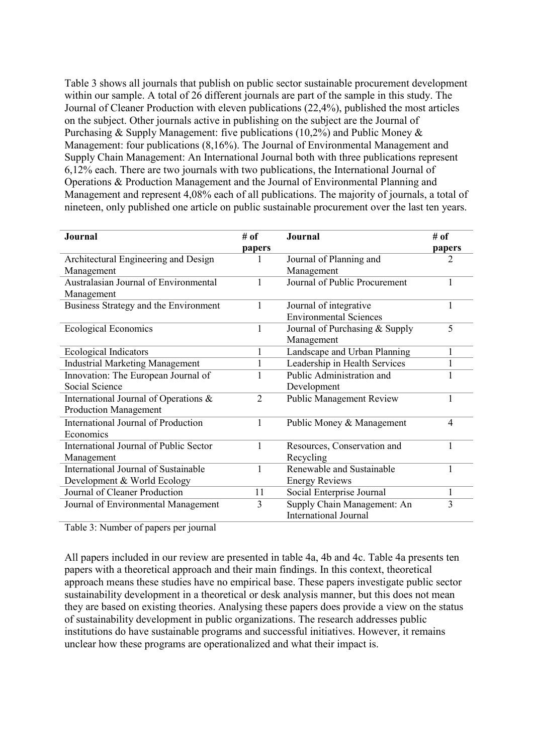Table 3 shows all journals that publish on public sector sustainable procurement development within our sample. A total of 26 different journals are part of the sample in this study. The Journal of Cleaner Production with eleven publications (22,4%), published the most articles on the subject. Other journals active in publishing on the subject are the Journal of Purchasing & Supply Management: five publications (10,2%) and Public Money & Management: four publications (8,16%). The Journal of Environmental Management and Supply Chain Management: An International Journal both with three publications represent 6,12% each. There are two journals with two publications, the International Journal of Operations & Production Management and the Journal of Environmental Planning and Management and represent 4,08% each of all publications. The majority of journals, a total of nineteen, only published one article on public sustainable procurement over the last ten years.

| Journal | # of papers | Journal | # of papers |
|---|---|---|---|
| Architectural Engineering and Design Management | 1 | Journal of Planning and Management | 2 |
| Australasian Journal of Environmental Management | 1 | Journal of Public Procurement | 1 |
| Business Strategy and the Environment | 1 | Journal of integrative Environmental Sciences | 1 |
| Ecological Economics | 1 | Journal of Purchasing & Supply Management | 5 |
| Ecological Indicators | 1 | Landscape and Urban Planning | 1 |
| Industrial Marketing Management | 1 | Leadership in Health Services | 1 |
| Innovation: The European Journal of Social Science | 1 | Public Administration and Development | 1 |
| International Journal of Operations & Production Management | 2 | Public Management Review | 1 |
| International Journal of Production Economics | 1 | Public Money & Management | 4 |
| International Journal of Public Sector Management | 1 | Resources, Conservation and Recycling | 1 |
| International Journal of Sustainable Development & World Ecology | 1 | Renewable and Sustainable Energy Reviews | 1 |
| Journal of Cleaner Production | 11 | Social Enterprise Journal | 1 |
| Journal of Environmental Management | 3 | Supply Chain Management: An International Journal | 3 |

Table 3: Number of papers per journal

All papers included in our review are presented in table 4a, 4b and 4c. Table 4a presents ten papers with a theoretical approach and their main findings. In this context, theoretical approach means these studies have no empirical base. These papers investigate public sector sustainability development in a theoretical or desk analysis manner, but this does not mean they are based on existing theories. Analysing these papers does provide a view on the status of sustainability development in public organizations. The research addresses public institutions do have sustainable programs and successful initiatives. However, it remains unclear how these programs are operationalized and what their impact is.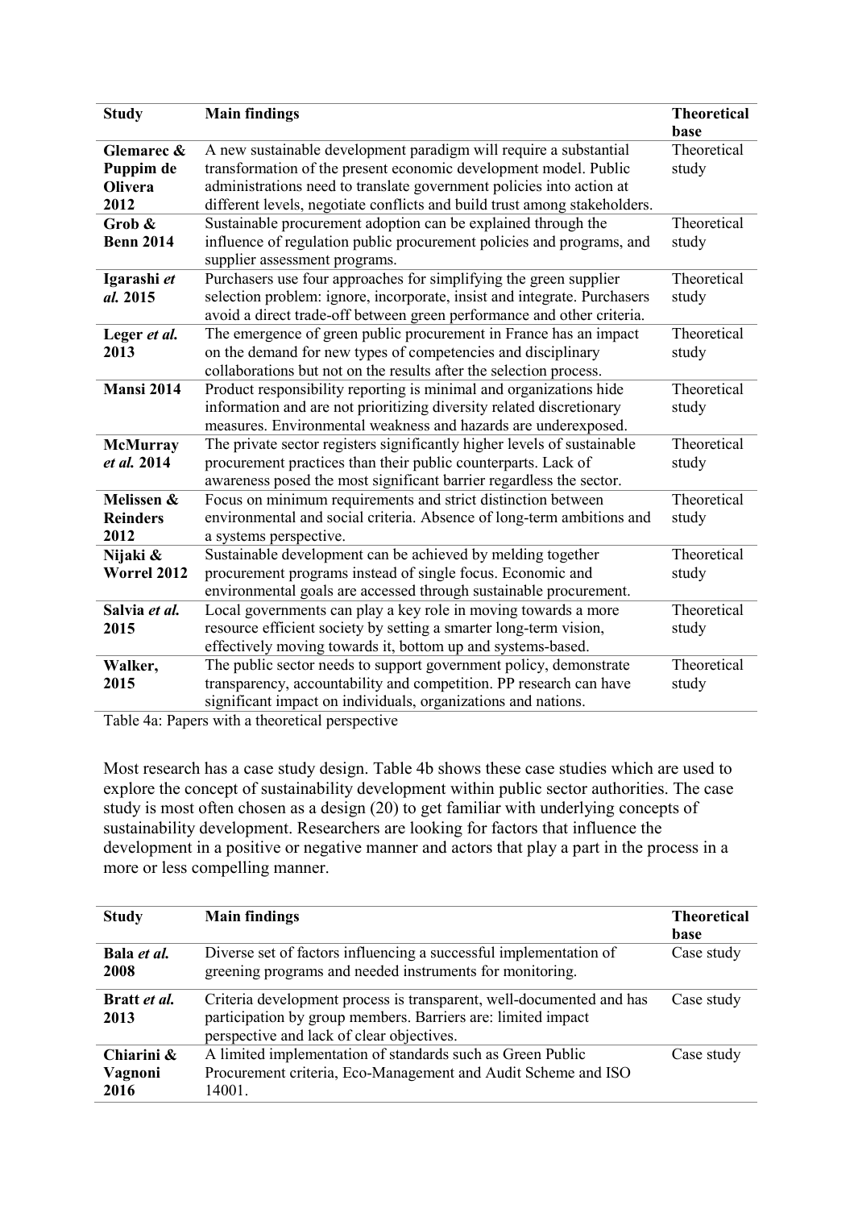| Study | Main findings | Theoretical base |
|---|---|---|
| **Glemarec & Puppim de Olivera 2012** | A new sustainable development paradigm will require a substantial transformation of the present economic development model. Public administrations need to translate government policies into action at different levels, negotiate conflicts and build trust among stakeholders. | Theoretical study |
| **Grob & Benn 2014** | Sustainable procurement adoption can be explained through the influence of regulation public procurement policies and programs, and supplier assessment programs. | Theoretical study |
| **Igarashi *et al.* 2015** | Purchasers use four approaches for simplifying the green supplier selection problem: ignore, incorporate, insist and integrate. Purchasers avoid a direct trade-off between green performance and other criteria. | Theoretical study |
| **Leger *et al.* 2013** | The emergence of green public procurement in France has an impact on the demand for new types of competencies and disciplinary collaborations but not on the results after the selection process. | Theoretical study |
| **Mansi 2014** | Product responsibility reporting is minimal and organizations hide information and are not prioritizing diversity related discretionary measures. Environmental weakness and hazards are underexposed. | Theoretical study |
| **McMurray *et al.* 2014** | The private sector registers significantly higher levels of sustainable procurement practices than their public counterparts. Lack of awareness posed the most significant barrier regardless the sector. | Theoretical study |
| **Melissen & Reinders 2012** | Focus on minimum requirements and strict distinction between environmental and social criteria. Absence of long-term ambitions and a systems perspective. | Theoretical study |
| **Nijaki & Worrel 2012** | Sustainable development can be achieved by melding together procurement programs instead of single focus. Economic and environmental goals are accessed through sustainable procurement. | Theoretical study |
| **Salvia *et al.* 2015** | Local governments can play a key role in moving towards a more resource efficient society by setting a smarter long-term vision, effectively moving towards it, bottom up and systems-based. | Theoretical study |
| **Walker, 2015** | The public sector needs to support government policy, demonstrate transparency, accountability and competition. PP research can have significant impact on individuals, organizations and nations. | Theoretical study |

Table 4a: Papers with a theoretical perspective

Most research has a case study design. Table 4b shows these case studies which are used to explore the concept of sustainability development within public sector authorities. The case study is most often chosen as a design (20) to get familiar with underlying concepts of sustainability development. Researchers are looking for factors that influence the development in a positive or negative manner and actors that play a part in the process in a more or less compelling manner.

| Study | Main findings | Theoretical base |
|---|---|---|
| **Bala *et al.* 2008** | Diverse set of factors influencing a successful implementation of greening programs and needed instruments for monitoring. | Case study |
| **Bratt *et al.* 2013** | Criteria development process is transparent, well-documented and has participation by group members. Barriers are: limited impact perspective and lack of clear objectives. | Case study |
| **Chiarini & Vagnoni 2016** | A limited implementation of standards such as Green Public Procurement criteria, Eco-Management and Audit Scheme and ISO 14001. | Case study |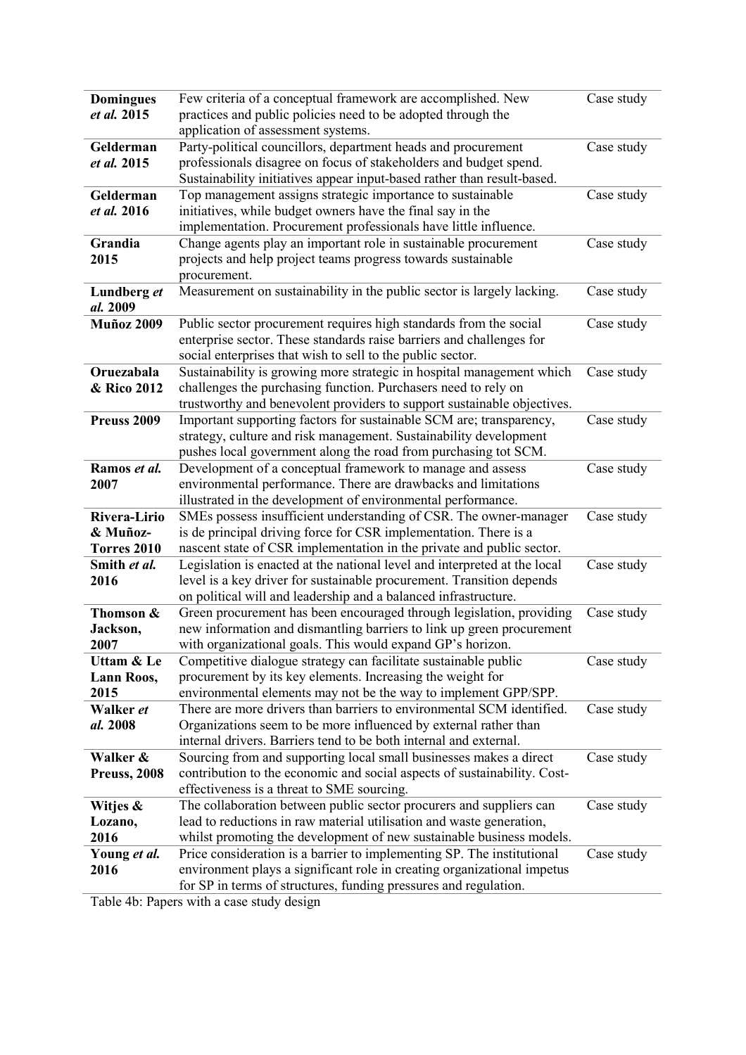| | | |
|---|---|---|
| **Domingues** ***et al.*** **2015** | Few criteria of a conceptual framework are accomplished. New practices and public policies need to be adopted through the application of assessment systems. | Case study |
| **Gelderman** ***et al.*** **2015** | Party-political councillors, department heads and procurement professionals disagree on focus of stakeholders and budget spend. Sustainability initiatives appear input-based rather than result-based. | Case study |
| **Gelderman** ***et al.*** **2016** | Top management assigns strategic importance to sustainable initiatives, while budget owners have the final say in the implementation. Procurement professionals have little influence. | Case study |
| **Grandia 2015** | Change agents play an important role in sustainable procurement projects and help project teams progress towards sustainable procurement. | Case study |
| **Lundberg** ***et al.*** **2009** | Measurement on sustainability in the public sector is largely lacking. | Case study |
| **Muñoz 2009** | Public sector procurement requires high standards from the social enterprise sector. These standards raise barriers and challenges for social enterprises that wish to sell to the public sector. | Case study |
| **Oruezabala & Rico 2012** | Sustainability is growing more strategic in hospital management which challenges the purchasing function. Purchasers need to rely on trustworthy and benevolent providers to support sustainable objectives. | Case study |
| **Preuss 2009** | Important supporting factors for sustainable SCM are; transparency, strategy, culture and risk management. Sustainability development pushes local government along the road from purchasing tot SCM. | Case study |
| **Ramos** ***et al.*** **2007** | Development of a conceptual framework to manage and assess environmental performance. There are drawbacks and limitations illustrated in the development of environmental performance. | Case study |
| **Rivera-Lirio & Muñoz-Torres 2010** | SMEs possess insufficient understanding of CSR. The owner-manager is de principal driving force for CSR implementation. There is a nascent state of CSR implementation in the private and public sector. | Case study |
| **Smith** ***et al.*** **2016** | Legislation is enacted at the national level and interpreted at the local level is a key driver for sustainable procurement. Transition depends on political will and leadership and a balanced infrastructure. | Case study |
| **Thomson & Jackson, 2007** | Green procurement has been encouraged through legislation, providing new information and dismantling barriers to link up green procurement with organizational goals. This would expand GP's horizon. | Case study |
| **Uttam & Le Lann Roos, 2015** | Competitive dialogue strategy can facilitate sustainable public procurement by its key elements. Increasing the weight for environmental elements may not be the way to implement GPP/SPP. | Case study |
| **Walker** ***et al.*** **2008** | There are more drivers than barriers to environmental SCM identified. Organizations seem to be more influenced by external rather than internal drivers. Barriers tend to be both internal and external. | Case study |
| **Walker & Preuss, 2008** | Sourcing from and supporting local small businesses makes a direct contribution to the economic and social aspects of sustainability. Cost-effectiveness is a threat to SME sourcing. | Case study |
| **Witjes & Lozano, 2016** | The collaboration between public sector procurers and suppliers can lead to reductions in raw material utilisation and waste generation, whilst promoting the development of new sustainable business models. | Case study |
| **Young** ***et al.*** **2016** | Price consideration is a barrier to implementing SP. The institutional environment plays a significant role in creating organizational impetus for SP in terms of structures, funding pressures and regulation. | Case study |

Table 4b: Papers with a case study design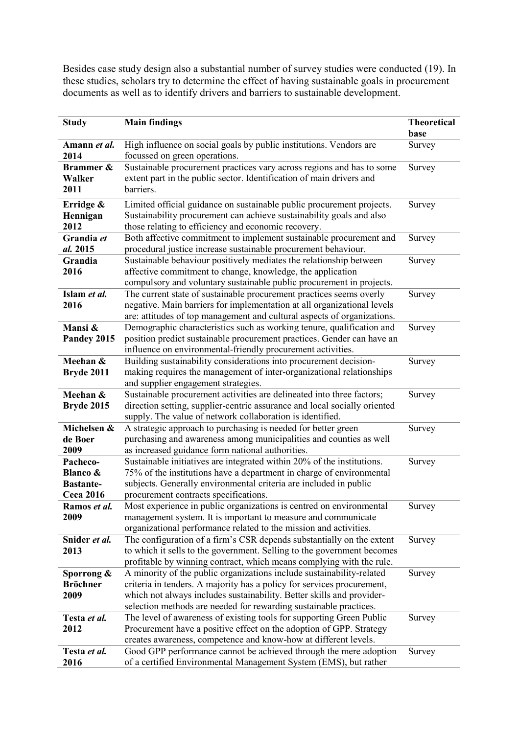Besides case study design also a substantial number of survey studies were conducted (19). In these studies, scholars try to determine the effect of having sustainable goals in procurement documents as well as to identify drivers and barriers to sustainable development.

| Study | Main findings | Theoretical base |
|---|---|---|
| **Amann *et al.* 2014** | High influence on social goals by public institutions. Vendors are focussed on green operations. | Survey |
| **Brammer & Walker 2011** | Sustainable procurement practices vary across regions and has to some extent part in the public sector. Identification of main drivers and barriers. | Survey |
| **Erridge & Hennigan 2012** | Limited official guidance on sustainable public procurement projects. Sustainability procurement can achieve sustainability goals and also those relating to efficiency and economic recovery. | Survey |
| **Grandia *et al.* 2015** | Both affective commitment to implement sustainable procurement and procedural justice increase sustainable procurement behaviour. | Survey |
| **Grandia 2016** | Sustainable behaviour positively mediates the relationship between affective commitment to change, knowledge, the application compulsory and voluntary sustainable public procurement in projects. | Survey |
| **Islam *et al.* 2016** | The current state of sustainable procurement practices seems overly negative. Main barriers for implementation at all organizational levels are: attitudes of top management and cultural aspects of organizations. | Survey |
| **Mansi & Pandey 2015** | Demographic characteristics such as working tenure, qualification and position predict sustainable procurement practices. Gender can have an influence on environmental-friendly procurement activities. | Survey |
| **Meehan & Bryde 2011** | Building sustainability considerations into procurement decision-making requires the management of inter-organizational relationships and supplier engagement strategies. | Survey |
| **Meehan & Bryde 2015** | Sustainable procurement activities are delineated into three factors; direction setting, supplier-centric assurance and local socially oriented supply. The value of network collaboration is identified. | Survey |
| **Michelsen & de Boer 2009** | A strategic approach to purchasing is needed for better green purchasing and awareness among municipalities and counties as well as increased guidance form national authorities. | Survey |
| **Pacheco-Blanco & Bastante-Ceca 2016** | Sustainable initiatives are integrated within 20% of the institutions. 75% of the institutions have a department in charge of environmental subjects. Generally environmental criteria are included in public procurement contracts specifications. | Survey |
| **Ramos *et al.* 2009** | Most experience in public organizations is centred on environmental management system. It is important to measure and communicate organizational performance related to the mission and activities. | Survey |
| **Snider *et al.* 2013** | The configuration of a firm's CSR depends substantially on the extent to which it sells to the government. Selling to the government becomes profitable by winning contract, which means complying with the rule. | Survey |
| **Sporrong & Bröchner 2009** | A minority of the public organizations include sustainability-related criteria in tenders. A majority has a policy for services procurement, which not always includes sustainability. Better skills and provider-selection methods are needed for rewarding sustainable practices. | Survey |
| **Testa *et al.* 2012** | The level of awareness of existing tools for supporting Green Public Procurement have a positive effect on the adoption of GPP. Strategy creates awareness, competence and know-how at different levels. | Survey |
| **Testa *et al.* 2016** | Good GPP performance cannot be achieved through the mere adoption of a certified Environmental Management System (EMS), but rather | Survey |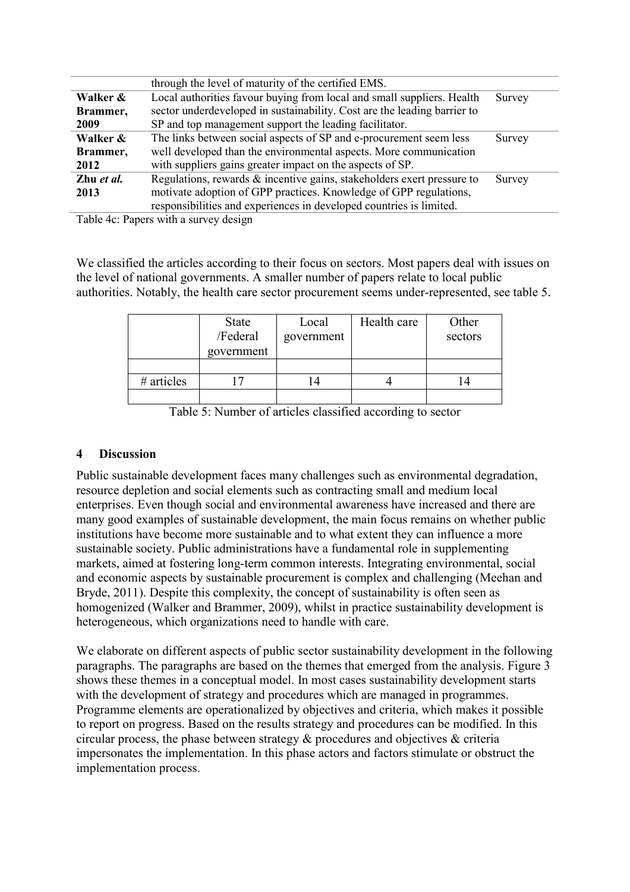| | through the level of maturity of the certified EMS. | |
|---|---|---|
| **Walker & Brammer, 2009** | Local authorities favour buying from local and small suppliers. Health sector underdeveloped in sustainability. Cost are the leading barrier to SP and top management support the leading facilitator. | Survey |
| **Walker & Brammer, 2012** | The links between social aspects of SP and e-procurement seem less well developed than the environmental aspects. More communication with suppliers gains greater impact on the aspects of SP. | Survey |
| **Zhu *et al.* 2013** | Regulations, rewards & incentive gains, stakeholders exert pressure to motivate adoption of GPP practices. Knowledge of GPP regulations, responsibilities and experiences in developed countries is limited. | Survey |

Table 4c: Papers with a survey design

We classified the articles according to their focus on sectors. Most papers deal with issues on the level of national governments. A smaller number of papers relate to local public authorities. Notably, the health care sector procurement seems under-represented, see table 5.

| | State /Federal government | Local government | Health care | Other sectors |
|---|---|---|---|---|
| | | | | |
| # articles | 17 | 14 | 4 | 14 |
| | | | | |

Table 5: Number of articles classified according to sector

## 4 Discussion

Public sustainable development faces many challenges such as environmental degradation, resource depletion and social elements such as contracting small and medium local enterprises. Even though social and environmental awareness have increased and there are many good examples of sustainable development, the main focus remains on whether public institutions have become more sustainable and to what extent they can influence a more sustainable society. Public administrations have a fundamental role in supplementing markets, aimed at fostering long-term common interests. Integrating environmental, social and economic aspects by sustainable procurement is complex and challenging (Meehan and Bryde, 2011). Despite this complexity, the concept of sustainability is often seen as homogenized (Walker and Brammer, 2009), whilst in practice sustainability development is heterogeneous, which organizations need to handle with care.

We elaborate on different aspects of public sector sustainability development in the following paragraphs. The paragraphs are based on the themes that emerged from the analysis. Figure 3 shows these themes in a conceptual model. In most cases sustainability development starts with the development of strategy and procedures which are managed in programmes. Programme elements are operationalized by objectives and criteria, which makes it possible to report on progress. Based on the results strategy and procedures can be modified. In this circular process, the phase between strategy & procedures and objectives & criteria impersonates the implementation. In this phase actors and factors stimulate or obstruct the implementation process.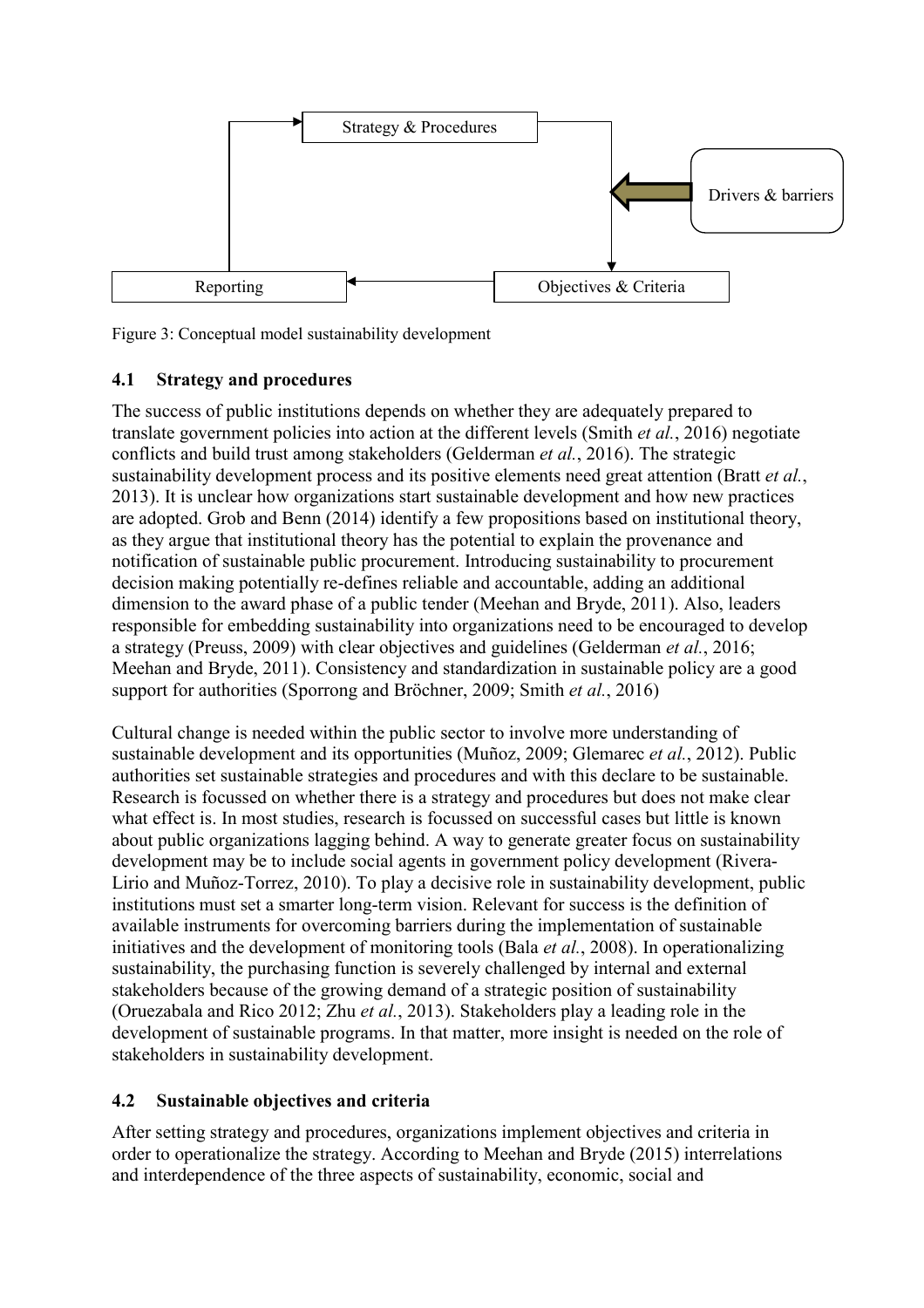Strategy & Procedures

Drivers & barriers

Reporting

Objectives & Criteria

Figure 3: Conceptual model sustainability development

## 4.1 Strategy and procedures

The success of public institutions depends on whether they are adequately prepared to translate government policies into action at the different levels (Smith *et al.*, 2016) negotiate conflicts and build trust among stakeholders (Gelderman *et al.*, 2016). The strategic sustainability development process and its positive elements need great attention (Bratt *et al.*, 2013). It is unclear how organizations start sustainable development and how new practices are adopted. Grob and Benn (2014) identify a few propositions based on institutional theory, as they argue that institutional theory has the potential to explain the provenance and notification of sustainable public procurement. Introducing sustainability to procurement decision making potentially re-defines reliable and accountable, adding an additional dimension to the award phase of a public tender (Meehan and Bryde, 2011). Also, leaders responsible for embedding sustainability into organizations need to be encouraged to develop a strategy (Preuss, 2009) with clear objectives and guidelines (Gelderman *et al.*, 2016; Meehan and Bryde, 2011). Consistency and standardization in sustainable policy are a good support for authorities (Sporrong and Bröchner, 2009; Smith *et al.*, 2016)

Cultural change is needed within the public sector to involve more understanding of sustainable development and its opportunities (Muñoz, 2009; Glemarec *et al.*, 2012). Public authorities set sustainable strategies and procedures and with this declare to be sustainable. Research is focussed on whether there is a strategy and procedures but does not make clear what effect is. In most studies, research is focussed on successful cases but little is known about public organizations lagging behind. A way to generate greater focus on sustainability development may be to include social agents in government policy development (Rivera-Lirio and Muñoz-Torrez, 2010). To play a decisive role in sustainability development, public institutions must set a smarter long-term vision. Relevant for success is the definition of available instruments for overcoming barriers during the implementation of sustainable initiatives and the development of monitoring tools (Bala *et al.*, 2008). In operationalizing sustainability, the purchasing function is severely challenged by internal and external stakeholders because of the growing demand of a strategic position of sustainability (Oruezabala and Rico 2012; Zhu *et al.*, 2013). Stakeholders play a leading role in the development of sustainable programs. In that matter, more insight is needed on the role of stakeholders in sustainability development.

## 4.2 Sustainable objectives and criteria

After setting strategy and procedures, organizations implement objectives and criteria in order to operationalize the strategy. According to Meehan and Bryde (2015) interrelations and interdependence of the three aspects of sustainability, economic, social and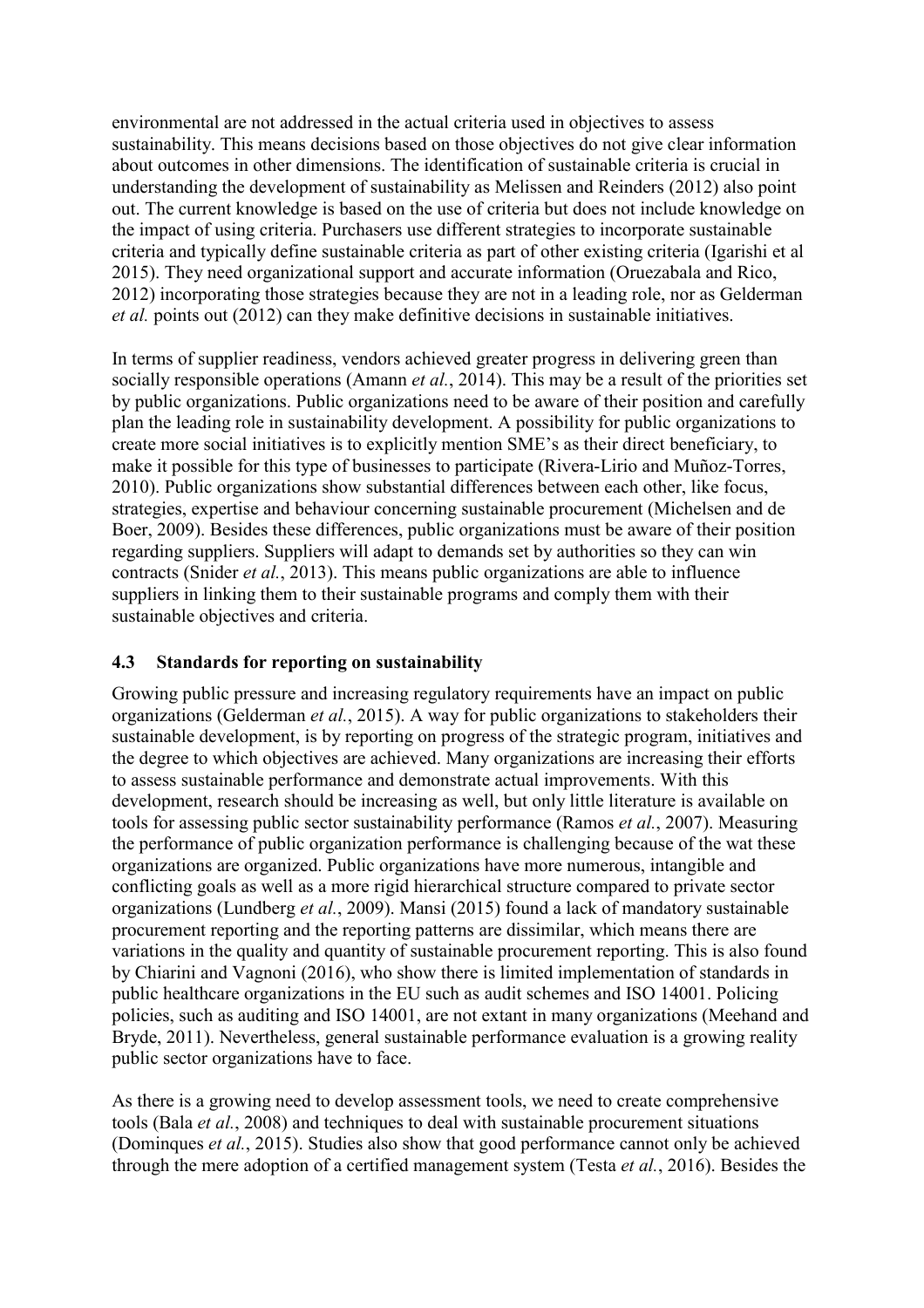environmental are not addressed in the actual criteria used in objectives to assess sustainability. This means decisions based on those objectives do not give clear information about outcomes in other dimensions. The identification of sustainable criteria is crucial in understanding the development of sustainability as Melissen and Reinders (2012) also point out. The current knowledge is based on the use of criteria but does not include knowledge on the impact of using criteria. Purchasers use different strategies to incorporate sustainable criteria and typically define sustainable criteria as part of other existing criteria (Igarishi et al 2015). They need organizational support and accurate information (Oruezabala and Rico, 2012) incorporating those strategies because they are not in a leading role, nor as Gelderman *et al.* points out (2012) can they make definitive decisions in sustainable initiatives.

In terms of supplier readiness, vendors achieved greater progress in delivering green than socially responsible operations (Amann *et al.*, 2014). This may be a result of the priorities set by public organizations. Public organizations need to be aware of their position and carefully plan the leading role in sustainability development. A possibility for public organizations to create more social initiatives is to explicitly mention SME's as their direct beneficiary, to make it possible for this type of businesses to participate (Rivera-Lirio and Muñoz-Torres, 2010). Public organizations show substantial differences between each other, like focus, strategies, expertise and behaviour concerning sustainable procurement (Michelsen and de Boer, 2009). Besides these differences, public organizations must be aware of their position regarding suppliers. Suppliers will adapt to demands set by authorities so they can win contracts (Snider *et al.*, 2013). This means public organizations are able to influence suppliers in linking them to their sustainable programs and comply them with their sustainable objectives and criteria.

### 4.3 Standards for reporting on sustainability

Growing public pressure and increasing regulatory requirements have an impact on public organizations (Gelderman *et al.*, 2015). A way for public organizations to stakeholders their sustainable development, is by reporting on progress of the strategic program, initiatives and the degree to which objectives are achieved. Many organizations are increasing their efforts to assess sustainable performance and demonstrate actual improvements. With this development, research should be increasing as well, but only little literature is available on tools for assessing public sector sustainability performance (Ramos *et al.*, 2007). Measuring the performance of public organization performance is challenging because of the wat these organizations are organized. Public organizations have more numerous, intangible and conflicting goals as well as a more rigid hierarchical structure compared to private sector organizations (Lundberg *et al.*, 2009). Mansi (2015) found a lack of mandatory sustainable procurement reporting and the reporting patterns are dissimilar, which means there are variations in the quality and quantity of sustainable procurement reporting. This is also found by Chiarini and Vagnoni (2016), who show there is limited implementation of standards in public healthcare organizations in the EU such as audit schemes and ISO 14001. Policing policies, such as auditing and ISO 14001, are not extant in many organizations (Meehand and Bryde, 2011). Nevertheless, general sustainable performance evaluation is a growing reality public sector organizations have to face.

As there is a growing need to develop assessment tools, we need to create comprehensive tools (Bala *et al.*, 2008) and techniques to deal with sustainable procurement situations (Dominques *et al.*, 2015). Studies also show that good performance cannot only be achieved through the mere adoption of a certified management system (Testa *et al.*, 2016). Besides the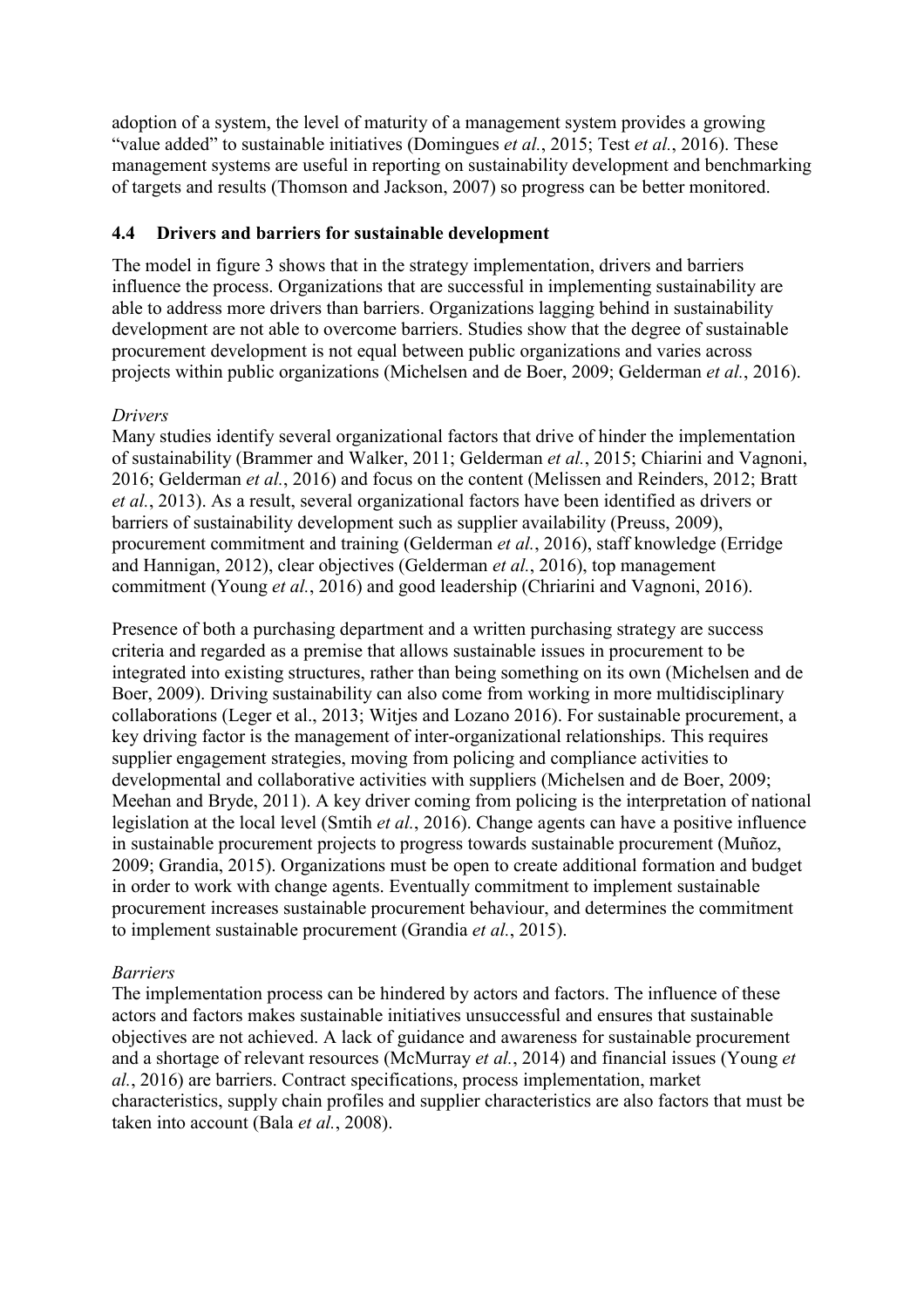adoption of a system, the level of maturity of a management system provides a growing "value added" to sustainable initiatives (Domingues *et al.*, 2015; Test *et al.*, 2016). These management systems are useful in reporting on sustainability development and benchmarking of targets and results (Thomson and Jackson, 2007) so progress can be better monitored.

### 4.4 Drivers and barriers for sustainable development

The model in figure 3 shows that in the strategy implementation, drivers and barriers influence the process. Organizations that are successful in implementing sustainability are able to address more drivers than barriers. Organizations lagging behind in sustainability development are not able to overcome barriers. Studies show that the degree of sustainable procurement development is not equal between public organizations and varies across projects within public organizations (Michelsen and de Boer, 2009; Gelderman *et al.*, 2016).

*Drivers*

Many studies identify several organizational factors that drive of hinder the implementation of sustainability (Brammer and Walker, 2011; Gelderman *et al.*, 2015; Chiarini and Vagnoni, 2016; Gelderman *et al.*, 2016) and focus on the content (Melissen and Reinders, 2012; Bratt *et al.*, 2013). As a result, several organizational factors have been identified as drivers or barriers of sustainability development such as supplier availability (Preuss, 2009), procurement commitment and training (Gelderman *et al.*, 2016), staff knowledge (Erridge and Hannigan, 2012), clear objectives (Gelderman *et al.*, 2016), top management commitment (Young *et al.*, 2016) and good leadership (Chriarini and Vagnoni, 2016).

Presence of both a purchasing department and a written purchasing strategy are success criteria and regarded as a premise that allows sustainable issues in procurement to be integrated into existing structures, rather than being something on its own (Michelsen and de Boer, 2009). Driving sustainability can also come from working in more multidisciplinary collaborations (Leger et al., 2013; Witjes and Lozano 2016). For sustainable procurement, a key driving factor is the management of inter-organizational relationships. This requires supplier engagement strategies, moving from policing and compliance activities to developmental and collaborative activities with suppliers (Michelsen and de Boer, 2009; Meehan and Bryde, 2011). A key driver coming from policing is the interpretation of national legislation at the local level (Smtih *et al.*, 2016). Change agents can have a positive influence in sustainable procurement projects to progress towards sustainable procurement (Muñoz, 2009; Grandia, 2015). Organizations must be open to create additional formation and budget in order to work with change agents. Eventually commitment to implement sustainable procurement increases sustainable procurement behaviour, and determines the commitment to implement sustainable procurement (Grandia *et al.*, 2015).

*Barriers*

The implementation process can be hindered by actors and factors. The influence of these actors and factors makes sustainable initiatives unsuccessful and ensures that sustainable objectives are not achieved. A lack of guidance and awareness for sustainable procurement and a shortage of relevant resources (McMurray *et al.*, 2014) and financial issues (Young *et al.*, 2016) are barriers. Contract specifications, process implementation, market characteristics, supply chain profiles and supplier characteristics are also factors that must be taken into account (Bala *et al.*, 2008).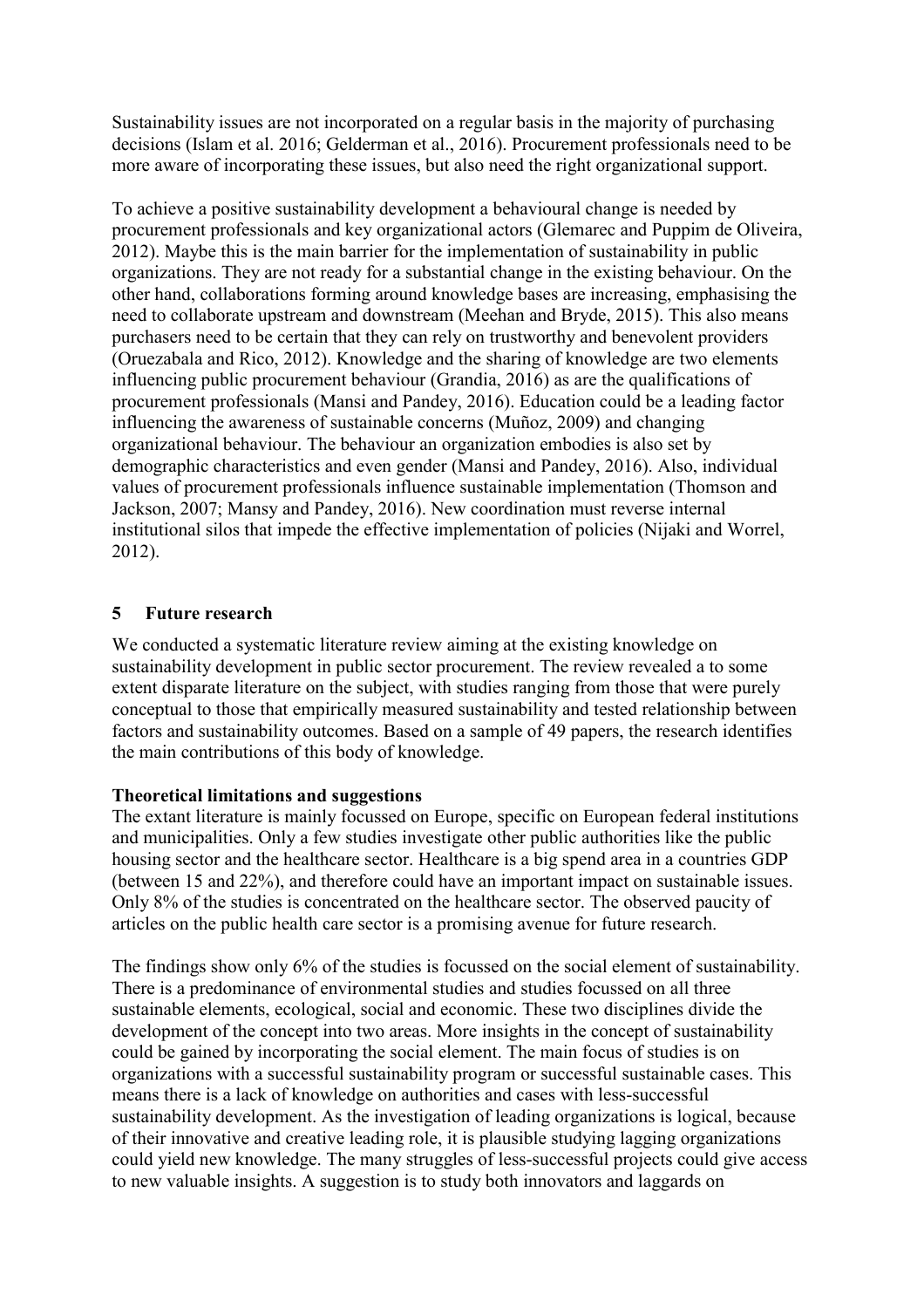Sustainability issues are not incorporated on a regular basis in the majority of purchasing decisions (Islam et al. 2016; Gelderman et al., 2016). Procurement professionals need to be more aware of incorporating these issues, but also need the right organizational support.

To achieve a positive sustainability development a behavioural change is needed by procurement professionals and key organizational actors (Glemarec and Puppim de Oliveira, 2012). Maybe this is the main barrier for the implementation of sustainability in public organizations. They are not ready for a substantial change in the existing behaviour. On the other hand, collaborations forming around knowledge bases are increasing, emphasising the need to collaborate upstream and downstream (Meehan and Bryde, 2015). This also means purchasers need to be certain that they can rely on trustworthy and benevolent providers (Oruezabala and Rico, 2012). Knowledge and the sharing of knowledge are two elements influencing public procurement behaviour (Grandia, 2016) as are the qualifications of procurement professionals (Mansi and Pandey, 2016). Education could be a leading factor influencing the awareness of sustainable concerns (Muñoz, 2009) and changing organizational behaviour. The behaviour an organization embodies is also set by demographic characteristics and even gender (Mansi and Pandey, 2016). Also, individual values of procurement professionals influence sustainable implementation (Thomson and Jackson, 2007; Mansy and Pandey, 2016). New coordination must reverse internal institutional silos that impede the effective implementation of policies (Nijaki and Worrel, 2012).

## 5 Future research

We conducted a systematic literature review aiming at the existing knowledge on sustainability development in public sector procurement. The review revealed a to some extent disparate literature on the subject, with studies ranging from those that were purely conceptual to those that empirically measured sustainability and tested relationship between factors and sustainability outcomes. Based on a sample of 49 papers, the research identifies the main contributions of this body of knowledge.

**Theoretical limitations and suggestions**

The extant literature is mainly focussed on Europe, specific on European federal institutions and municipalities. Only a few studies investigate other public authorities like the public housing sector and the healthcare sector. Healthcare is a big spend area in a countries GDP (between 15 and 22%), and therefore could have an important impact on sustainable issues. Only 8% of the studies is concentrated on the healthcare sector. The observed paucity of articles on the public health care sector is a promising avenue for future research.

The findings show only 6% of the studies is focussed on the social element of sustainability. There is a predominance of environmental studies and studies focussed on all three sustainable elements, ecological, social and economic. These two disciplines divide the development of the concept into two areas. More insights in the concept of sustainability could be gained by incorporating the social element. The main focus of studies is on organizations with a successful sustainability program or successful sustainable cases. This means there is a lack of knowledge on authorities and cases with less-successful sustainability development. As the investigation of leading organizations is logical, because of their innovative and creative leading role, it is plausible studying lagging organizations could yield new knowledge. The many struggles of less-successful projects could give access to new valuable insights. A suggestion is to study both innovators and laggards on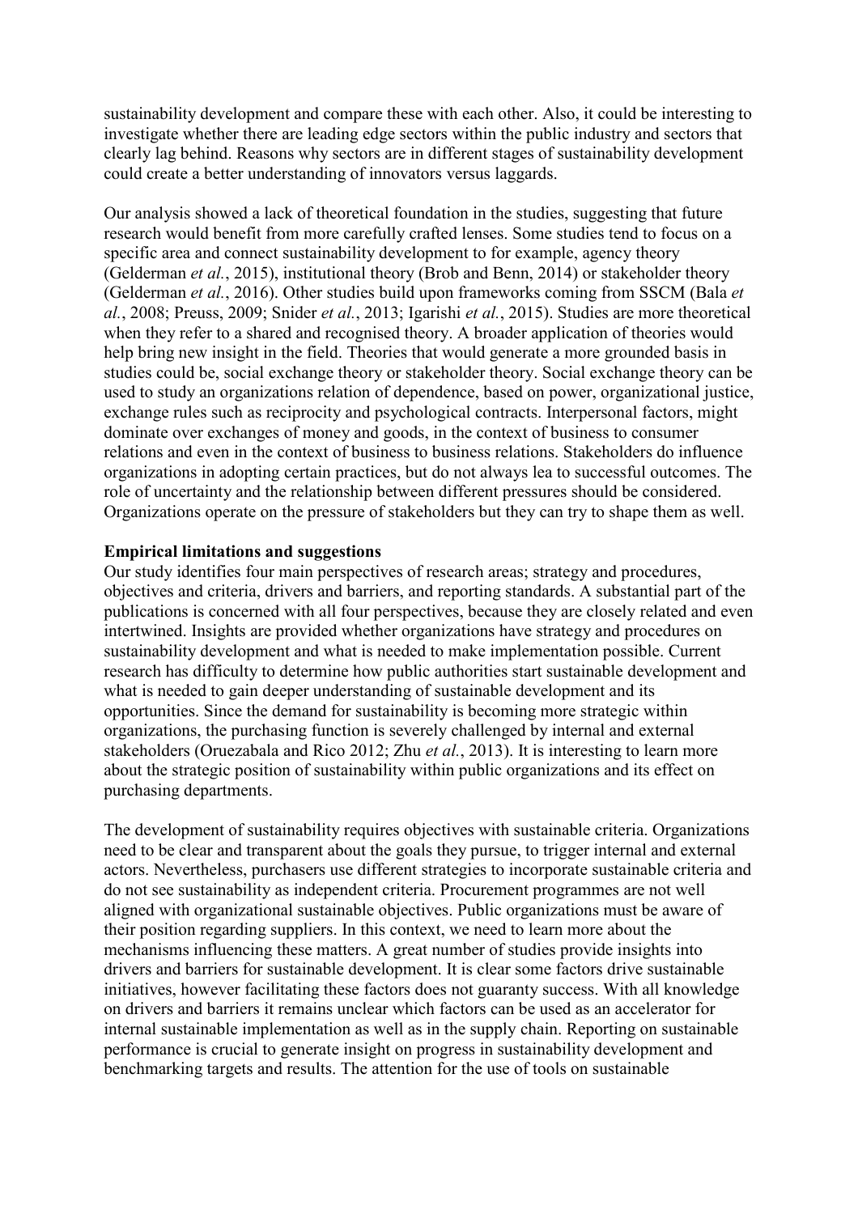sustainability development and compare these with each other. Also, it could be interesting to investigate whether there are leading edge sectors within the public industry and sectors that clearly lag behind. Reasons why sectors are in different stages of sustainability development could create a better understanding of innovators versus laggards.

Our analysis showed a lack of theoretical foundation in the studies, suggesting that future research would benefit from more carefully crafted lenses. Some studies tend to focus on a specific area and connect sustainability development to for example, agency theory (Gelderman *et al.*, 2015), institutional theory (Brob and Benn, 2014) or stakeholder theory (Gelderman *et al.*, 2016). Other studies build upon frameworks coming from SSCM (Bala *et al.*, 2008; Preuss, 2009; Snider *et al.*, 2013; Igarishi *et al.*, 2015). Studies are more theoretical when they refer to a shared and recognised theory. A broader application of theories would help bring new insight in the field. Theories that would generate a more grounded basis in studies could be, social exchange theory or stakeholder theory. Social exchange theory can be used to study an organizations relation of dependence, based on power, organizational justice, exchange rules such as reciprocity and psychological contracts. Interpersonal factors, might dominate over exchanges of money and goods, in the context of business to consumer relations and even in the context of business to business relations. Stakeholders do influence organizations in adopting certain practices, but do not always lea to successful outcomes. The role of uncertainty and the relationship between different pressures should be considered. Organizations operate on the pressure of stakeholders but they can try to shape them as well.

**Empirical limitations and suggestions**

Our study identifies four main perspectives of research areas; strategy and procedures, objectives and criteria, drivers and barriers, and reporting standards. A substantial part of the publications is concerned with all four perspectives, because they are closely related and even intertwined. Insights are provided whether organizations have strategy and procedures on sustainability development and what is needed to make implementation possible. Current research has difficulty to determine how public authorities start sustainable development and what is needed to gain deeper understanding of sustainable development and its opportunities. Since the demand for sustainability is becoming more strategic within organizations, the purchasing function is severely challenged by internal and external stakeholders (Oruezabala and Rico 2012; Zhu *et al.*, 2013). It is interesting to learn more about the strategic position of sustainability within public organizations and its effect on purchasing departments.

The development of sustainability requires objectives with sustainable criteria. Organizations need to be clear and transparent about the goals they pursue, to trigger internal and external actors. Nevertheless, purchasers use different strategies to incorporate sustainable criteria and do not see sustainability as independent criteria. Procurement programmes are not well aligned with organizational sustainable objectives. Public organizations must be aware of their position regarding suppliers. In this context, we need to learn more about the mechanisms influencing these matters. A great number of studies provide insights into drivers and barriers for sustainable development. It is clear some factors drive sustainable initiatives, however facilitating these factors does not guaranty success. With all knowledge on drivers and barriers it remains unclear which factors can be used as an accelerator for internal sustainable implementation as well as in the supply chain. Reporting on sustainable performance is crucial to generate insight on progress in sustainability development and benchmarking targets and results. The attention for the use of tools on sustainable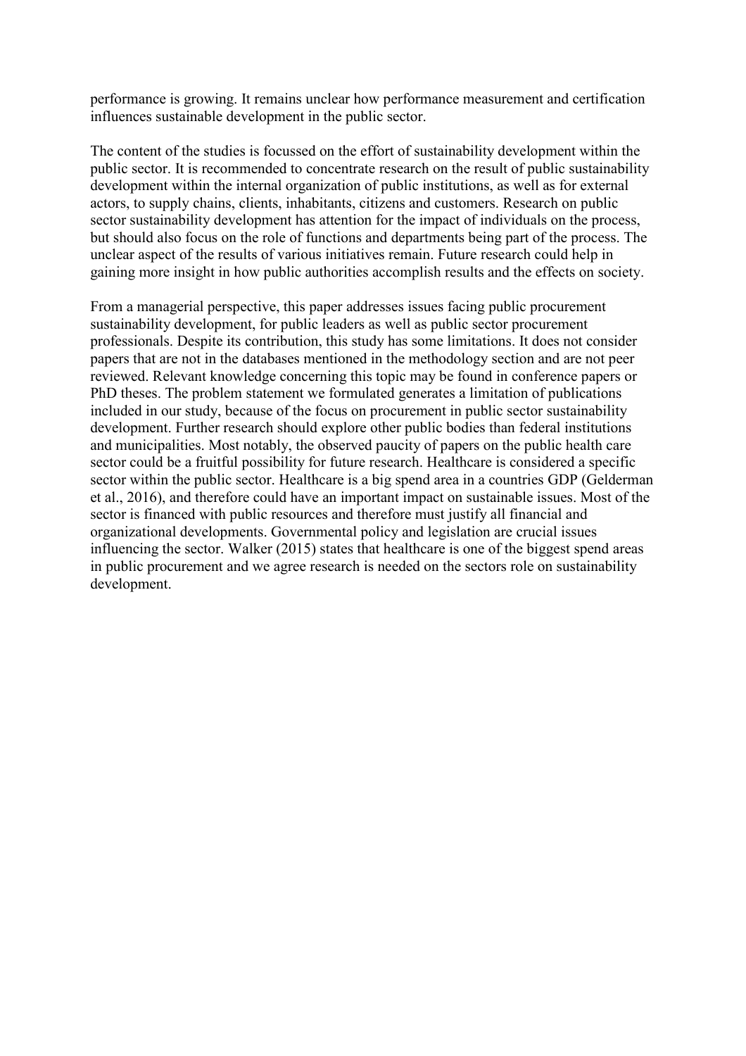performance is growing. It remains unclear how performance measurement and certification influences sustainable development in the public sector.

The content of the studies is focussed on the effort of sustainability development within the public sector. It is recommended to concentrate research on the result of public sustainability development within the internal organization of public institutions, as well as for external actors, to supply chains, clients, inhabitants, citizens and customers. Research on public sector sustainability development has attention for the impact of individuals on the process, but should also focus on the role of functions and departments being part of the process. The unclear aspect of the results of various initiatives remain. Future research could help in gaining more insight in how public authorities accomplish results and the effects on society.

From a managerial perspective, this paper addresses issues facing public procurement sustainability development, for public leaders as well as public sector procurement professionals. Despite its contribution, this study has some limitations. It does not consider papers that are not in the databases mentioned in the methodology section and are not peer reviewed. Relevant knowledge concerning this topic may be found in conference papers or PhD theses. The problem statement we formulated generates a limitation of publications included in our study, because of the focus on procurement in public sector sustainability development. Further research should explore other public bodies than federal institutions and municipalities. Most notably, the observed paucity of papers on the public health care sector could be a fruitful possibility for future research. Healthcare is considered a specific sector within the public sector. Healthcare is a big spend area in a countries GDP (Gelderman et al., 2016), and therefore could have an important impact on sustainable issues. Most of the sector is financed with public resources and therefore must justify all financial and organizational developments. Governmental policy and legislation are crucial issues influencing the sector. Walker (2015) states that healthcare is one of the biggest spend areas in public procurement and we agree research is needed on the sectors role on sustainability development.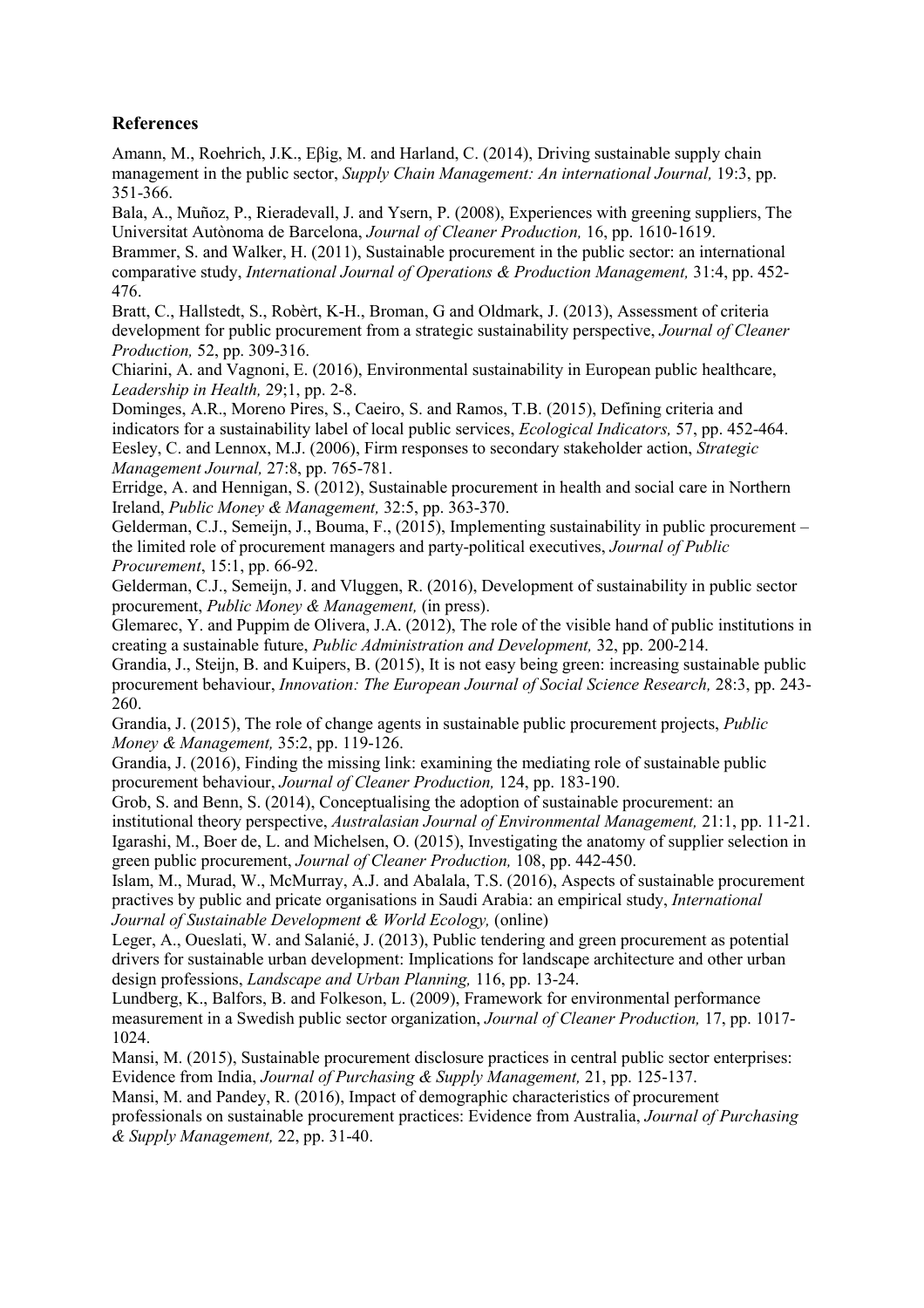## References

Amann, M., Roehrich, J.K., Eβig, M. and Harland, C. (2014), Driving sustainable supply chain management in the public sector, *Supply Chain Management: An international Journal,* 19:3, pp. 351-366.

Bala, A., Muñoz, P., Rieradevall, J. and Ysern, P. (2008), Experiences with greening suppliers, The Universitat Autònoma de Barcelona, *Journal of Cleaner Production,* 16, pp. 1610-1619.

Brammer, S. and Walker, H. (2011), Sustainable procurement in the public sector: an international comparative study, *International Journal of Operations & Production Management,* 31:4, pp. 452-476.

Bratt, C., Hallstedt, S., Robèrt, K-H., Broman, G and Oldmark, J. (2013), Assessment of criteria development for public procurement from a strategic sustainability perspective, *Journal of Cleaner Production,* 52, pp. 309-316.

Chiarini, A. and Vagnoni, E. (2016), Environmental sustainability in European public healthcare, *Leadership in Health,* 29;1, pp. 2-8.

Dominges, A.R., Moreno Pires, S., Caeiro, S. and Ramos, T.B. (2015), Defining criteria and indicators for a sustainability label of local public services, *Ecological Indicators,* 57, pp. 452-464.

Eesley, C. and Lennox, M.J. (2006), Firm responses to secondary stakeholder action, *Strategic Management Journal,* 27:8, pp. 765-781.

Erridge, A. and Hennigan, S. (2012), Sustainable procurement in health and social care in Northern Ireland, *Public Money & Management,* 32:5, pp. 363-370.

Gelderman, C.J., Semeijn, J., Bouma, F., (2015), Implementing sustainability in public procurement – the limited role of procurement managers and party-political executives, *Journal of Public Procurement*, 15:1, pp. 66-92.

Gelderman, C.J., Semeijn, J. and Vluggen, R. (2016), Development of sustainability in public sector procurement, *Public Money & Management,* (in press).

Glemarec, Y. and Puppim de Olivera, J.A. (2012), The role of the visible hand of public institutions in creating a sustainable future, *Public Administration and Development,* 32, pp. 200-214.

Grandia, J., Steijn, B. and Kuipers, B. (2015), It is not easy being green: increasing sustainable public procurement behaviour, *Innovation: The European Journal of Social Science Research,* 28:3, pp. 243-260.

Grandia, J. (2015), The role of change agents in sustainable public procurement projects, *Public Money & Management,* 35:2, pp. 119-126.

Grandia, J. (2016), Finding the missing link: examining the mediating role of sustainable public procurement behaviour, *Journal of Cleaner Production,* 124, pp. 183-190.

Grob, S. and Benn, S. (2014), Conceptualising the adoption of sustainable procurement: an institutional theory perspective, *Australasian Journal of Environmental Management,* 21:1, pp. 11-21.

Igarashi, M., Boer de, L. and Michelsen, O. (2015), Investigating the anatomy of supplier selection in green public procurement, *Journal of Cleaner Production,* 108, pp. 442-450.

Islam, M., Murad, W., McMurray, A.J. and Abalala, T.S. (2016), Aspects of sustainable procurement practives by public and pricate organisations in Saudi Arabia: an empirical study, *International Journal of Sustainable Development & World Ecology,* (online)

Leger, A., Oueslati, W. and Salanié, J. (2013), Public tendering and green procurement as potential drivers for sustainable urban development: Implications for landscape architecture and other urban design professions, *Landscape and Urban Planning,* 116, pp. 13-24.

Lundberg, K., Balfors, B. and Folkeson, L. (2009), Framework for environmental performance measurement in a Swedish public sector organization, *Journal of Cleaner Production,* 17, pp. 1017-1024.

Mansi, M. (2015), Sustainable procurement disclosure practices in central public sector enterprises: Evidence from India, *Journal of Purchasing & Supply Management,* 21, pp. 125-137.

Mansi, M. and Pandey, R. (2016), Impact of demographic characteristics of procurement professionals on sustainable procurement practices: Evidence from Australia, *Journal of Purchasing & Supply Management,* 22, pp. 31-40.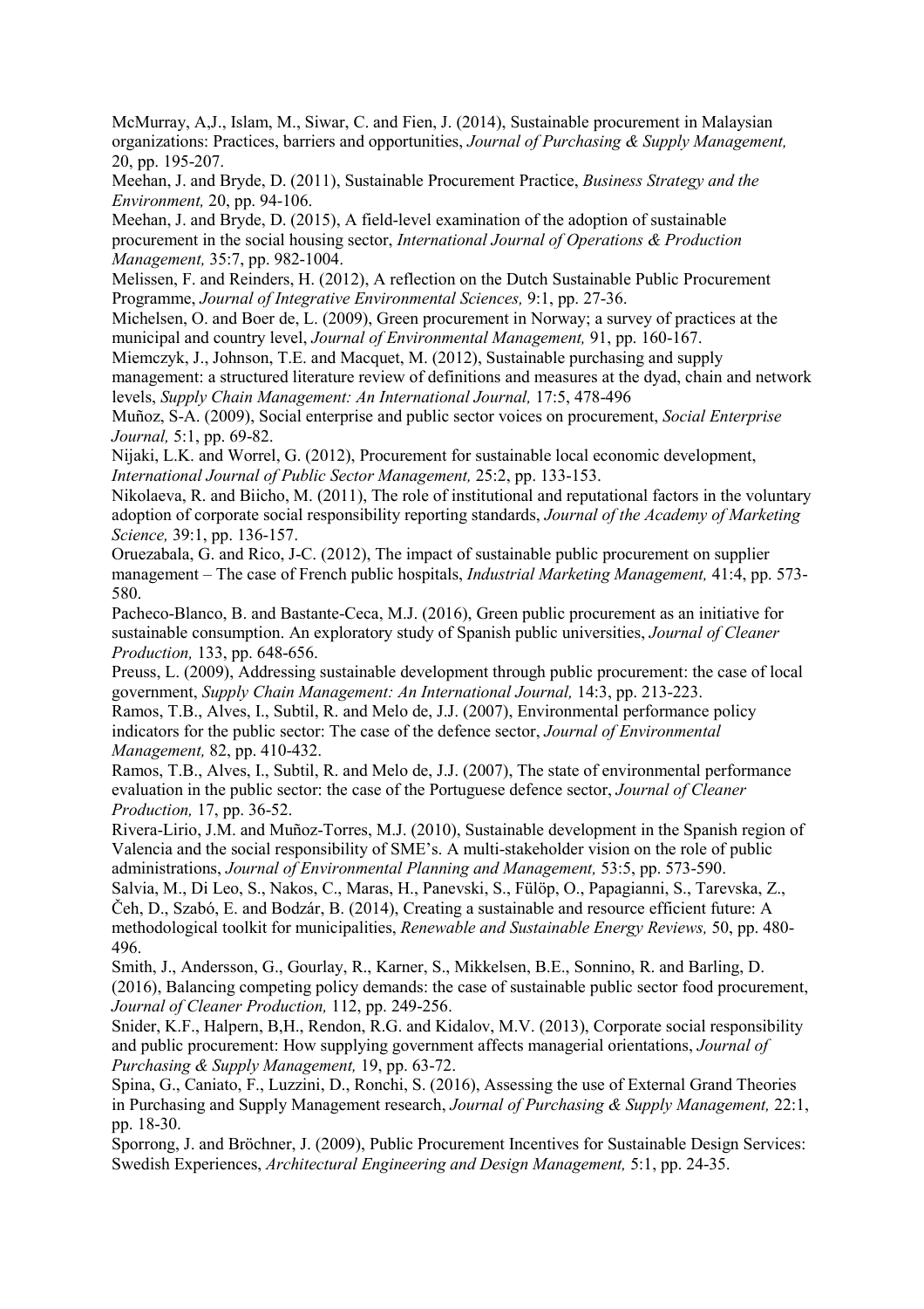McMurray, A,J., Islam, M., Siwar, C. and Fien, J. (2014), Sustainable procurement in Malaysian organizations: Practices, barriers and opportunities, *Journal of Purchasing & Supply Management,* 20, pp. 195-207.

Meehan, J. and Bryde, D. (2011), Sustainable Procurement Practice, *Business Strategy and the Environment,* 20, pp. 94-106.

Meehan, J. and Bryde, D. (2015), A field-level examination of the adoption of sustainable procurement in the social housing sector, *International Journal of Operations & Production Management,* 35:7, pp. 982-1004.

Melissen, F. and Reinders, H. (2012), A reflection on the Dutch Sustainable Public Procurement Programme, *Journal of Integrative Environmental Sciences,* 9:1, pp. 27-36.

Michelsen, O. and Boer de, L. (2009), Green procurement in Norway; a survey of practices at the municipal and country level, *Journal of Environmental Management,* 91, pp. 160-167.

Miemczyk, J., Johnson, T.E. and Macquet, M. (2012), Sustainable purchasing and supply management: a structured literature review of definitions and measures at the dyad, chain and network levels, *Supply Chain Management: An International Journal,* 17:5, 478-496

Muñoz, S-A. (2009), Social enterprise and public sector voices on procurement, *Social Enterprise Journal,* 5:1, pp. 69-82.

Nijaki, L.K. and Worrel, G. (2012), Procurement for sustainable local economic development, *International Journal of Public Sector Management,* 25:2, pp. 133-153.

Nikolaeva, R. and Biicho, M. (2011), The role of institutional and reputational factors in the voluntary adoption of corporate social responsibility reporting standards, *Journal of the Academy of Marketing Science,* 39:1, pp. 136-157.

Oruezabala, G. and Rico, J-C. (2012), The impact of sustainable public procurement on supplier management – The case of French public hospitals, *Industrial Marketing Management,* 41:4, pp. 573-580.

Pacheco-Blanco, B. and Bastante-Ceca, M.J. (2016), Green public procurement as an initiative for sustainable consumption. An exploratory study of Spanish public universities, *Journal of Cleaner Production,* 133, pp. 648-656.

Preuss, L. (2009), Addressing sustainable development through public procurement: the case of local government, *Supply Chain Management: An International Journal,* 14:3, pp. 213-223.

Ramos, T.B., Alves, I., Subtil, R. and Melo de, J.J. (2007), Environmental performance policy indicators for the public sector: The case of the defence sector, *Journal of Environmental Management,* 82, pp. 410-432.

Ramos, T.B., Alves, I., Subtil, R. and Melo de, J.J. (2007), The state of environmental performance evaluation in the public sector: the case of the Portuguese defence sector, *Journal of Cleaner Production,* 17, pp. 36-52.

Rivera-Lirio, J.M. and Muñoz-Torres, M.J. (2010), Sustainable development in the Spanish region of Valencia and the social responsibility of SME's. A multi-stakeholder vision on the role of public administrations, *Journal of Environmental Planning and Management,* 53:5, pp. 573-590.

Salvia, M., Di Leo, S., Nakos, C., Maras, H., Panevski, S., Fülöp, O., Papagianni, S., Tarevska, Z., Čeh, D., Szabó, E. and Bodzár, B. (2014), Creating a sustainable and resource efficient future: A methodological toolkit for municipalities, *Renewable and Sustainable Energy Reviews,* 50, pp. 480-496.

Smith, J., Andersson, G., Gourlay, R., Karner, S., Mikkelsen, B.E., Sonnino, R. and Barling, D. (2016), Balancing competing policy demands: the case of sustainable public sector food procurement, *Journal of Cleaner Production,* 112, pp. 249-256.

Snider, K.F., Halpern, B,H., Rendon, R.G. and Kidalov, M.V. (2013), Corporate social responsibility and public procurement: How supplying government affects managerial orientations, *Journal of Purchasing & Supply Management,* 19, pp. 63-72.

Spina, G., Caniato, F., Luzzini, D., Ronchi, S. (2016), Assessing the use of External Grand Theories in Purchasing and Supply Management research, *Journal of Purchasing & Supply Management,* 22:1, pp. 18-30.

Sporrong, J. and Bröchner, J. (2009), Public Procurement Incentives for Sustainable Design Services: Swedish Experiences, *Architectural Engineering and Design Management,* 5:1, pp. 24-35.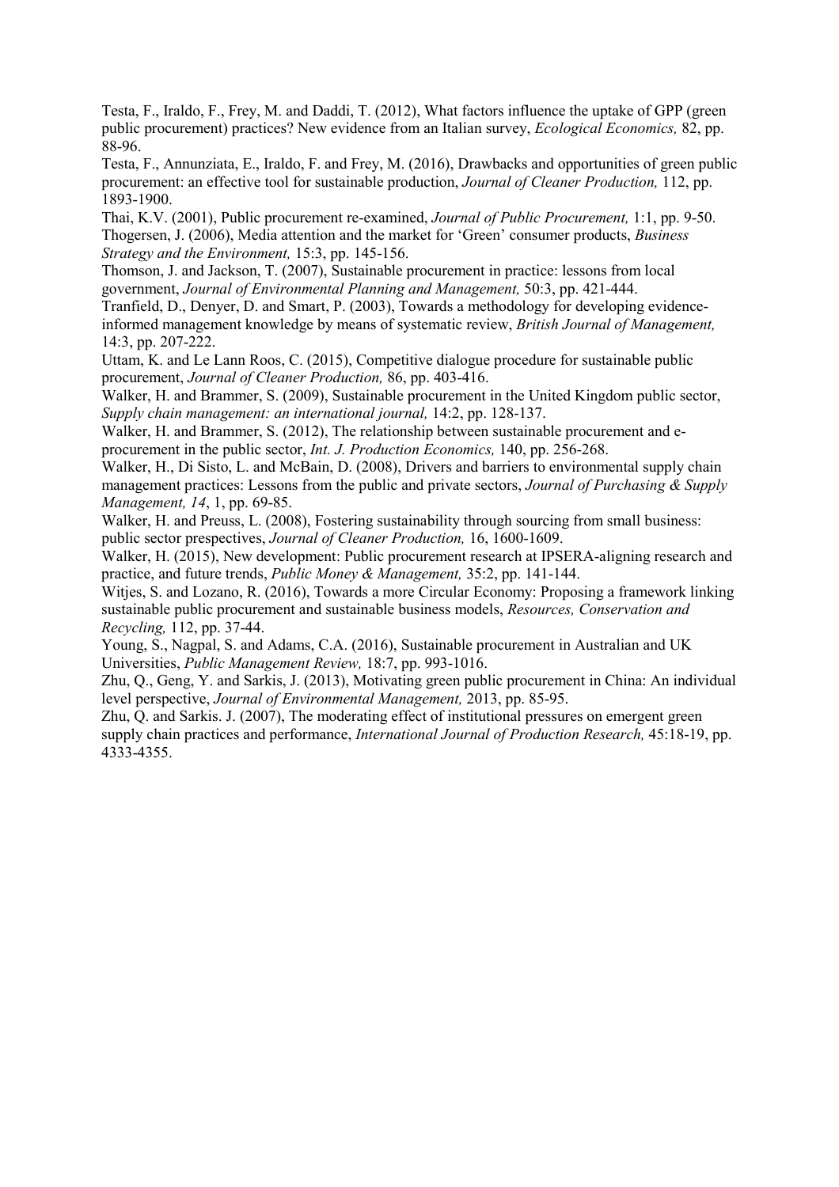Testa, F., Iraldo, F., Frey, M. and Daddi, T. (2012), What factors influence the uptake of GPP (green public procurement) practices? New evidence from an Italian survey, *Ecological Economics,* 82, pp. 88-96.

Testa, F., Annunziata, E., Iraldo, F. and Frey, M. (2016), Drawbacks and opportunities of green public procurement: an effective tool for sustainable production, *Journal of Cleaner Production,* 112, pp. 1893-1900.

Thai, K.V. (2001), Public procurement re-examined, *Journal of Public Procurement,* 1:1, pp. 9-50.

Thogersen, J. (2006), Media attention and the market for 'Green' consumer products, *Business Strategy and the Environment,* 15:3, pp. 145-156.

Thomson, J. and Jackson, T. (2007), Sustainable procurement in practice: lessons from local government, *Journal of Environmental Planning and Management,* 50:3, pp. 421-444.

Tranfield, D., Denyer, D. and Smart, P. (2003), Towards a methodology for developing evidence-informed management knowledge by means of systematic review, *British Journal of Management,* 14:3, pp. 207-222.

Uttam, K. and Le Lann Roos, C. (2015), Competitive dialogue procedure for sustainable public procurement, *Journal of Cleaner Production,* 86, pp. 403-416.

Walker, H. and Brammer, S. (2009), Sustainable procurement in the United Kingdom public sector, *Supply chain management: an international journal,* 14:2, pp. 128-137.

Walker, H. and Brammer, S. (2012), The relationship between sustainable procurement and e-procurement in the public sector, *Int. J. Production Economics,* 140, pp. 256-268.

Walker, H., Di Sisto, L. and McBain, D. (2008), Drivers and barriers to environmental supply chain management practices: Lessons from the public and private sectors, *Journal of Purchasing & Supply Management, 14*, 1, pp. 69-85.

Walker, H. and Preuss, L. (2008), Fostering sustainability through sourcing from small business: public sector prespectives, *Journal of Cleaner Production,* 16, 1600-1609.

Walker, H. (2015), New development: Public procurement research at IPSERA-aligning research and practice, and future trends, *Public Money & Management,* 35:2, pp. 141-144.

Witjes, S. and Lozano, R. (2016), Towards a more Circular Economy: Proposing a framework linking sustainable public procurement and sustainable business models, *Resources, Conservation and Recycling,* 112, pp. 37-44.

Young, S., Nagpal, S. and Adams, C.A. (2016), Sustainable procurement in Australian and UK Universities, *Public Management Review,* 18:7, pp. 993-1016.

Zhu, Q., Geng, Y. and Sarkis, J. (2013), Motivating green public procurement in China: An individual level perspective, *Journal of Environmental Management,* 2013, pp. 85-95.

Zhu, Q. and Sarkis. J. (2007), The moderating effect of institutional pressures on emergent green supply chain practices and performance, *International Journal of Production Research,* 45:18-19, pp. 4333-4355.